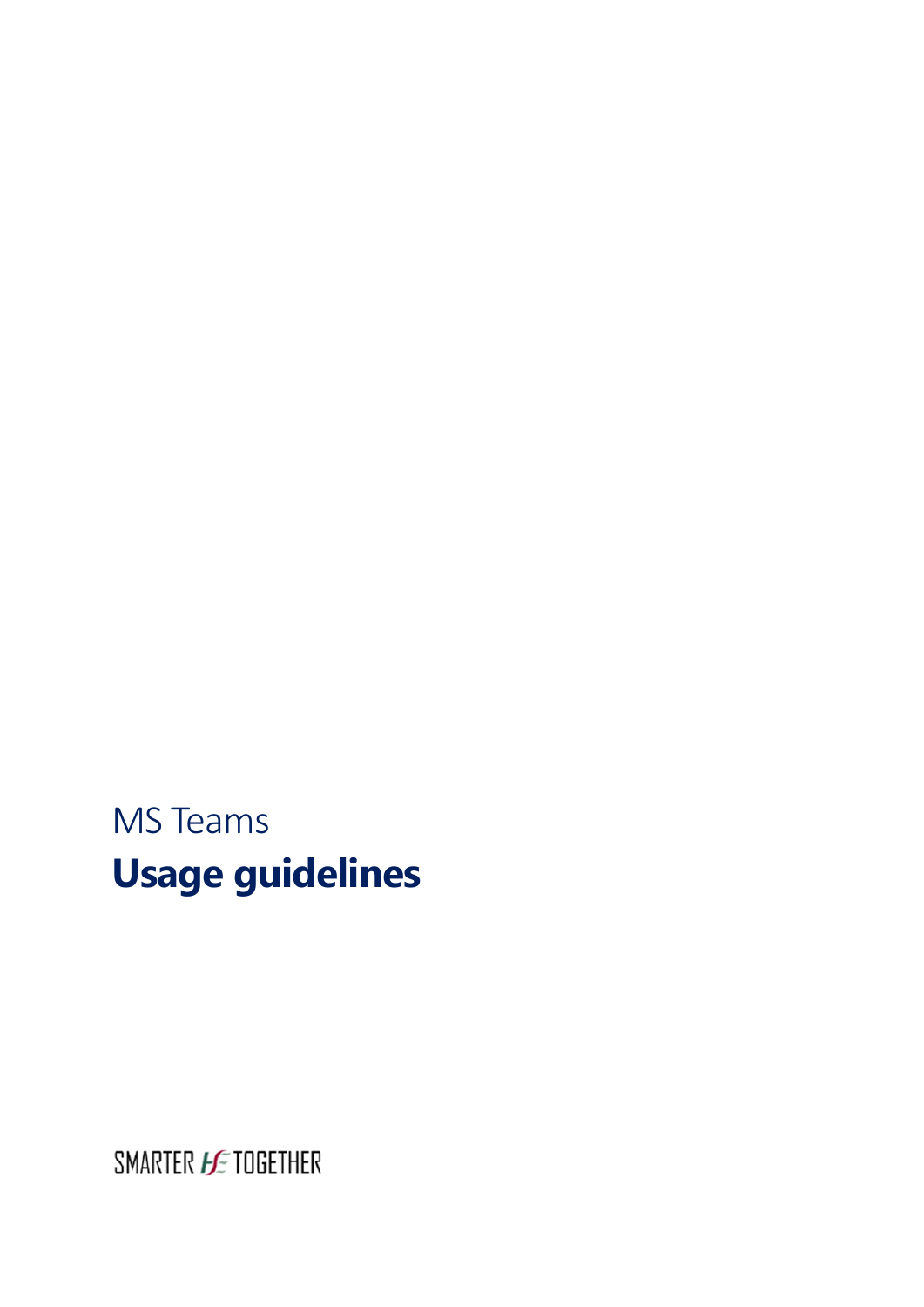MS Teams

# Usage guidelines

SMARTER HSE TOGETHER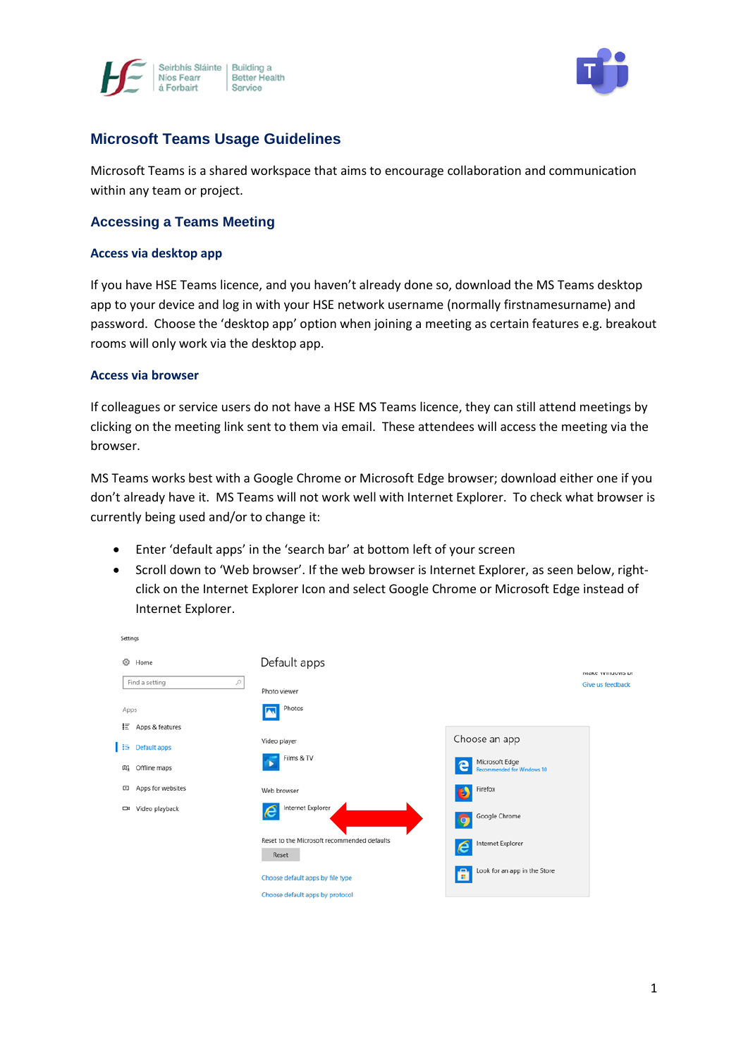# Microsoft Teams Usage Guidelines

Microsoft Teams is a shared workspace that aims to encourage collaboration and communication within any team or project.

## Accessing a Teams Meeting

### Access via desktop app

If you have HSE Teams licence, and you haven't already done so, download the MS Teams desktop app to your device and log in with your HSE network username (normally firstnamesurname) and password. Choose the 'desktop app' option when joining a meeting as certain features e.g. breakout rooms will only work via the desktop app.

### Access via browser

If colleagues or service users do not have a HSE MS Teams licence, they can still attend meetings by clicking on the meeting link sent to them via email. These attendees will access the meeting via the browser.

MS Teams works best with a Google Chrome or Microsoft Edge browser; download either one if you don't already have it. MS Teams will not work well with Internet Explorer. To check what browser is currently being used and/or to change it:

- Enter 'default apps' in the 'search bar' at bottom left of your screen
- Scroll down to 'Web browser'. If the web browser is Internet Explorer, as seen below, right-click on the Internet Explorer Icon and select Google Chrome or Microsoft Edge instead of Internet Explorer.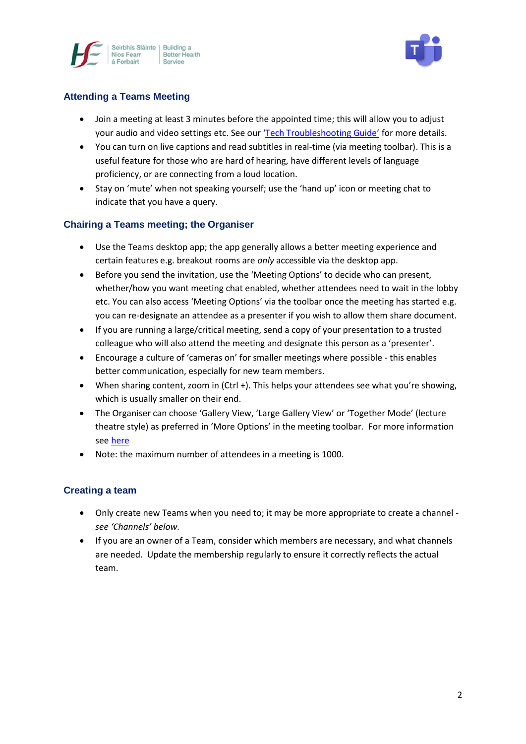## Attending a Teams Meeting

- Join a meeting at least 3 minutes before the appointed time; this will allow you to adjust your audio and video settings etc. See our 'Tech Troubleshooting Guide' for more details.
- You can turn on live captions and read subtitles in real-time (via meeting toolbar). This is a useful feature for those who are hard of hearing, have different levels of language proficiency, or are connecting from a loud location.
- Stay on 'mute' when not speaking yourself; use the 'hand up' icon or meeting chat to indicate that you have a query.

## Chairing a Teams meeting; the Organiser

- Use the Teams desktop app; the app generally allows a better meeting experience and certain features e.g. breakout rooms are *only* accessible via the desktop app.
- Before you send the invitation, use the 'Meeting Options' to decide who can present, whether/how you want meeting chat enabled, whether attendees need to wait in the lobby etc. You can also access 'Meeting Options' via the toolbar once the meeting has started e.g. you can re-designate an attendee as a presenter if you wish to allow them share document.
- If you are running a large/critical meeting, send a copy of your presentation to a trusted colleague who will also attend the meeting and designate this person as a 'presenter'.
- Encourage a culture of 'cameras on' for smaller meetings where possible - this enables better communication, especially for new team members.
- When sharing content, zoom in (Ctrl +). This helps your attendees see what you're showing, which is usually smaller on their end.
- The Organiser can choose 'Gallery View, 'Large Gallery View' or 'Together Mode' (lecture theatre style) as preferred in 'More Options' in the meeting toolbar. For more information see here
- Note: the maximum number of attendees in a meeting is 1000.

## Creating a team

- Only create new Teams when you need to; it may be more appropriate to create a channel - *see 'Channels' below.*
- If you are an owner of a Team, consider which members are necessary, and what channels are needed. Update the membership regularly to ensure it correctly reflects the actual team.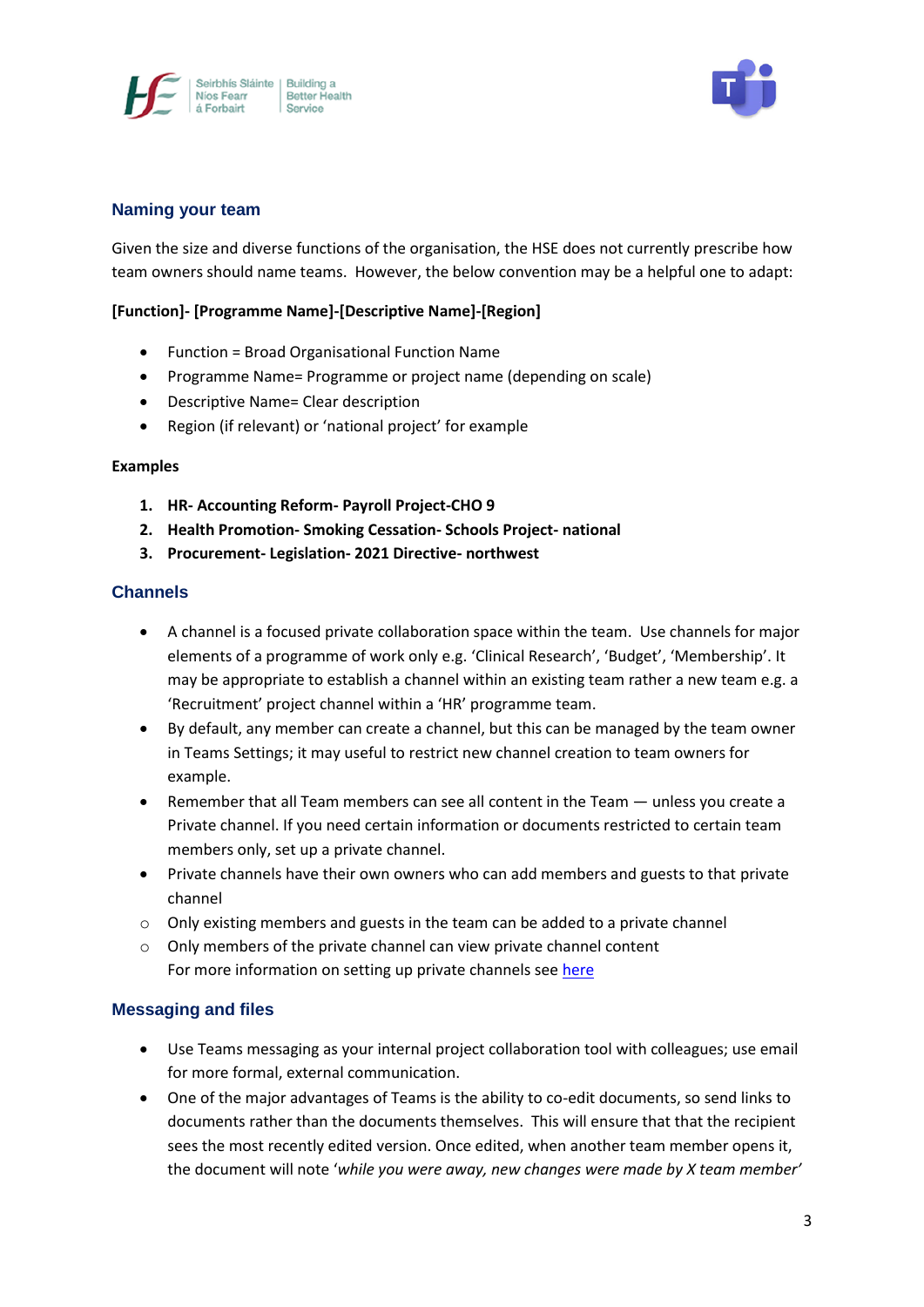## Naming your team

Given the size and diverse functions of the organisation, the HSE does not currently prescribe how team owners should name teams. However, the below convention may be a helpful one to adapt:

**[Function]- [Programme Name]-[Descriptive Name]-[Region]**

- Function = Broad Organisational Function Name
- Programme Name= Programme or project name (depending on scale)
- Descriptive Name= Clear description
- Region (if relevant) or 'national project' for example

**Examples**

1. **HR- Accounting Reform- Payroll Project-CHO 9**
2. **Health Promotion- Smoking Cessation- Schools Project- national**
3. **Procurement- Legislation- 2021 Directive- northwest**

## Channels

- A channel is a focused private collaboration space within the team. Use channels for major elements of a programme of work only e.g. 'Clinical Research', 'Budget', 'Membership'. It may be appropriate to establish a channel within an existing team rather a new team e.g. a 'Recruitment' project channel within a 'HR' programme team.
- By default, any member can create a channel, but this can be managed by the team owner in Teams Settings; it may useful to restrict new channel creation to team owners for example.
- Remember that all Team members can see all content in the Team — unless you create a Private channel. If you need certain information or documents restricted to certain team members only, set up a private channel.
- Private channels have their own owners who can add members and guests to that private channel
  - Only existing members and guests in the team can be added to a private channel
  - Only members of the private channel can view private channel content

  For more information on setting up private channels see [here]

## Messaging and files

- Use Teams messaging as your internal project collaboration tool with colleagues; use email for more formal, external communication.
- One of the major advantages of Teams is the ability to co-edit documents, so send links to documents rather than the documents themselves. This will ensure that that the recipient sees the most recently edited version. Once edited, when another team member opens it, the document will note '*while you were away, new changes were made by X team member'*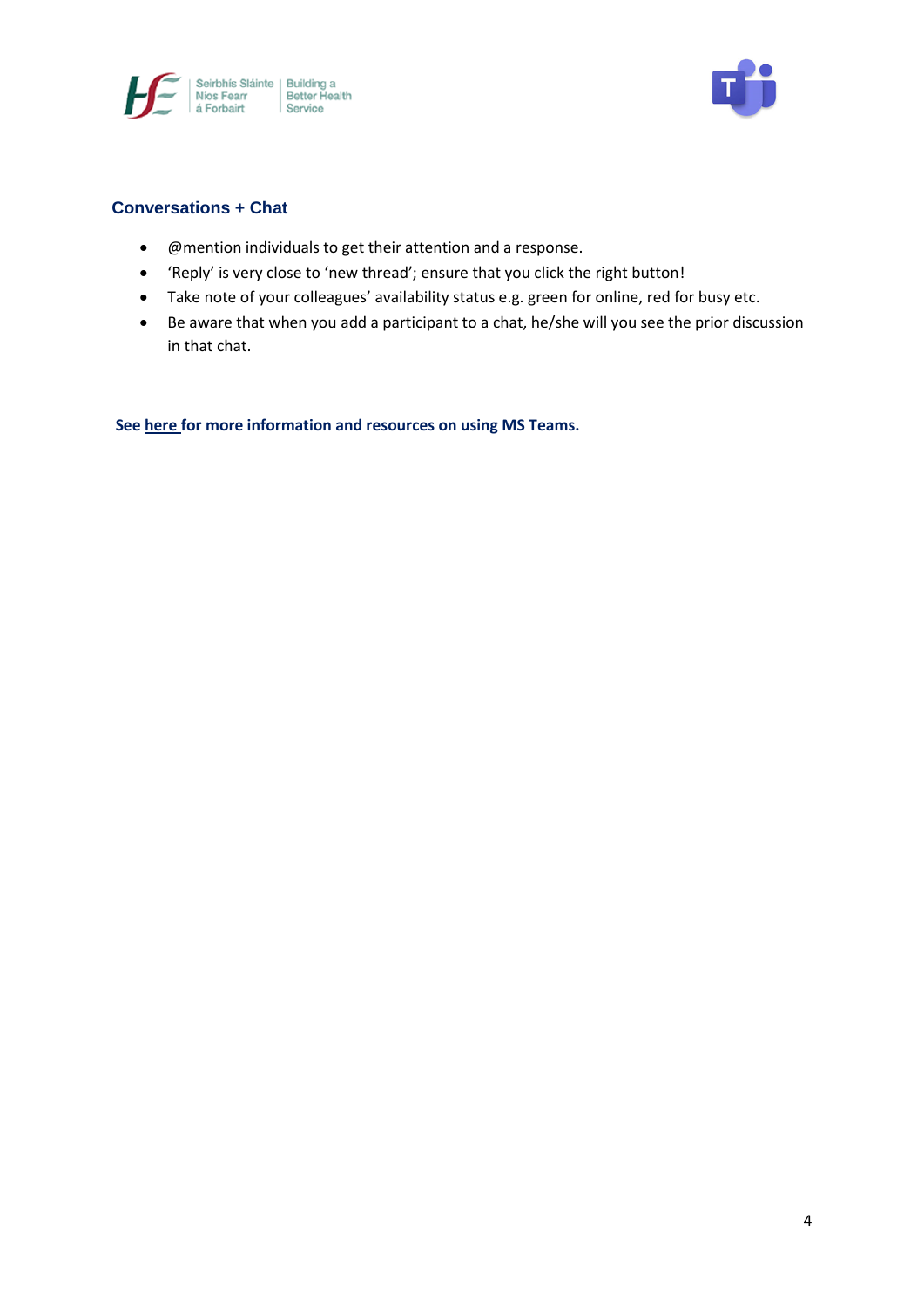### Conversations + Chat

- @mention individuals to get their attention and a response.
- 'Reply' is very close to 'new thread'; ensure that you click the right button!
- Take note of your colleagues' availability status e.g. green for online, red for busy etc.
- Be aware that when you add a participant to a chat, he/she will you see the prior discussion in that chat.

**See here for more information and resources on using MS Teams.**